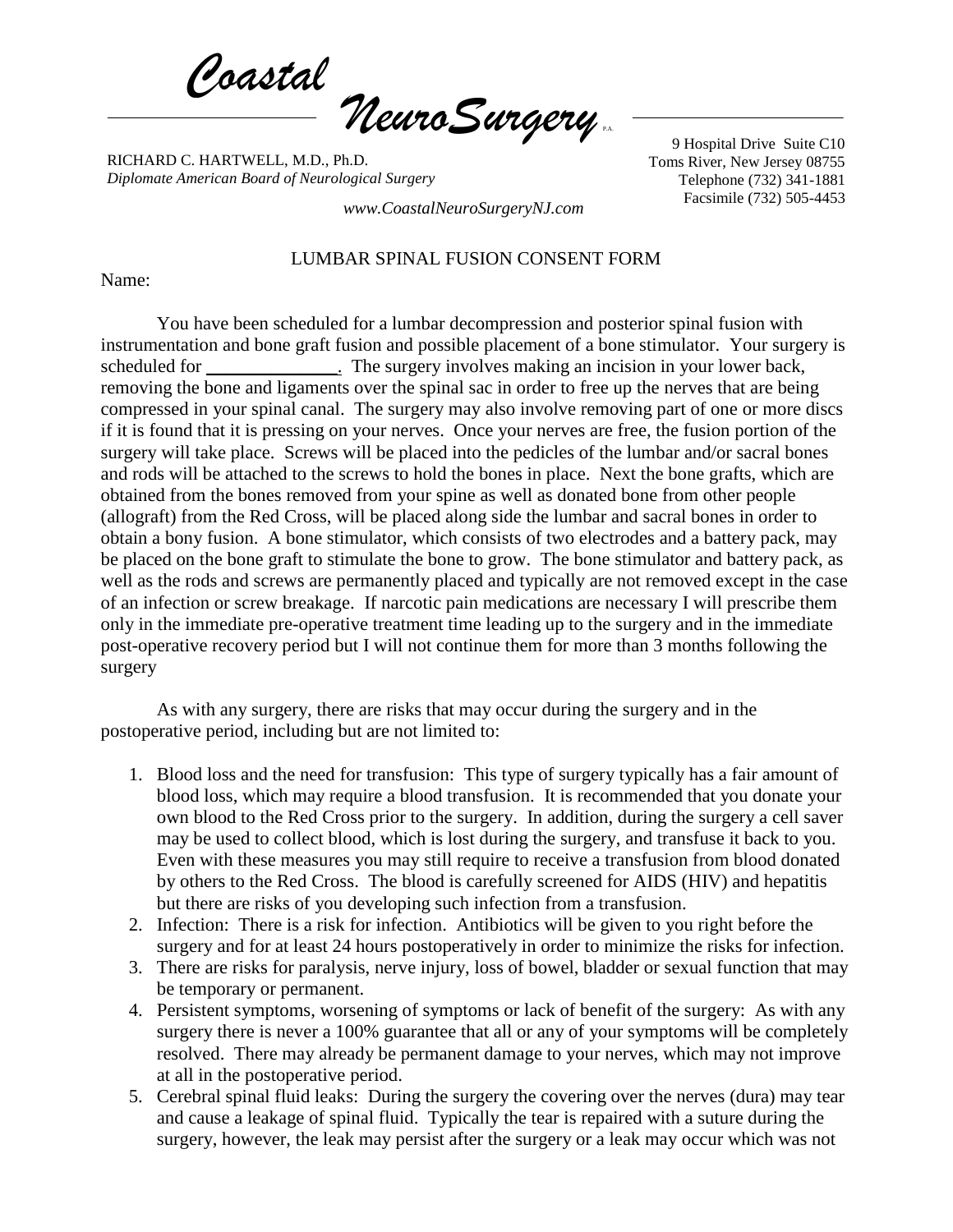*Coastal NeuroSurgery* P.A.

RICHARD C. HARTWELL, M.D., Ph.D.
*Diplomate American Board of Neurological Surgery*

*www.CoastalNeuroSurgeryNJ.com*

9 Hospital Drive Suite C10
Toms River, New Jersey 08755
Telephone (732) 341-1881
Facsimile (732) 505-4453

LUMBAR SPINAL FUSION CONSENT FORM

Name:

You have been scheduled for a lumbar decompression and posterior spinal fusion with instrumentation and bone graft fusion and possible placement of a bone stimulator. Your surgery is scheduled for ______________. The surgery involves making an incision in your lower back, removing the bone and ligaments over the spinal sac in order to free up the nerves that are being compressed in your spinal canal. The surgery may also involve removing part of one or more discs if it is found that it is pressing on your nerves. Once your nerves are free, the fusion portion of the surgery will take place. Screws will be placed into the pedicles of the lumbar and/or sacral bones and rods will be attached to the screws to hold the bones in place. Next the bone grafts, which are obtained from the bones removed from your spine as well as donated bone from other people (allograft) from the Red Cross, will be placed along side the lumbar and sacral bones in order to obtain a bony fusion. A bone stimulator, which consists of two electrodes and a battery pack, may be placed on the bone graft to stimulate the bone to grow. The bone stimulator and battery pack, as well as the rods and screws are permanently placed and typically are not removed except in the case of an infection or screw breakage. If narcotic pain medications are necessary I will prescribe them only in the immediate pre-operative treatment time leading up to the surgery and in the immediate post-operative recovery period but I will not continue them for more than 3 months following the surgery

As with any surgery, there are risks that may occur during the surgery and in the postoperative period, including but are not limited to:

1. Blood loss and the need for transfusion: This type of surgery typically has a fair amount of blood loss, which may require a blood transfusion. It is recommended that you donate your own blood to the Red Cross prior to the surgery. In addition, during the surgery a cell saver may be used to collect blood, which is lost during the surgery, and transfuse it back to you. Even with these measures you may still require to receive a transfusion from blood donated by others to the Red Cross. The blood is carefully screened for AIDS (HIV) and hepatitis but there are risks of you developing such infection from a transfusion.
2. Infection: There is a risk for infection. Antibiotics will be given to you right before the surgery and for at least 24 hours postoperatively in order to minimize the risks for infection.
3. There are risks for paralysis, nerve injury, loss of bowel, bladder or sexual function that may be temporary or permanent.
4. Persistent symptoms, worsening of symptoms or lack of benefit of the surgery: As with any surgery there is never a 100% guarantee that all or any of your symptoms will be completely resolved. There may already be permanent damage to your nerves, which may not improve at all in the postoperative period.
5. Cerebral spinal fluid leaks: During the surgery the covering over the nerves (dura) may tear and cause a leakage of spinal fluid. Typically the tear is repaired with a suture during the surgery, however, the leak may persist after the surgery or a leak may occur which was not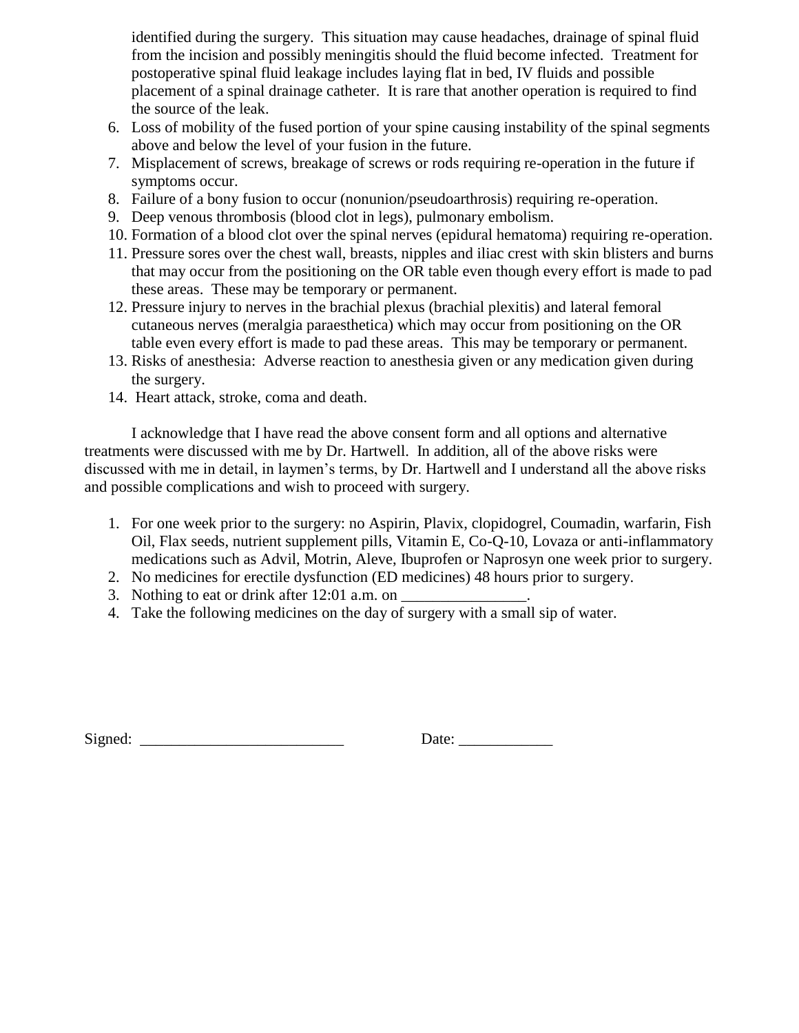identified during the surgery. This situation may cause headaches, drainage of spinal fluid from the incision and possibly meningitis should the fluid become infected. Treatment for postoperative spinal fluid leakage includes laying flat in bed, IV fluids and possible placement of a spinal drainage catheter. It is rare that another operation is required to find the source of the leak.

6. Loss of mobility of the fused portion of your spine causing instability of the spinal segments above and below the level of your fusion in the future.
7. Misplacement of screws, breakage of screws or rods requiring re-operation in the future if symptoms occur.
8. Failure of a bony fusion to occur (nonunion/pseudoarthrosis) requiring re-operation.
9. Deep venous thrombosis (blood clot in legs), pulmonary embolism.
10. Formation of a blood clot over the spinal nerves (epidural hematoma) requiring re-operation.
11. Pressure sores over the chest wall, breasts, nipples and iliac crest with skin blisters and burns that may occur from the positioning on the OR table even though every effort is made to pad these areas. These may be temporary or permanent.
12. Pressure injury to nerves in the brachial plexus (brachial plexitis) and lateral femoral cutaneous nerves (meralgia paraesthetica) which may occur from positioning on the OR table even every effort is made to pad these areas. This may be temporary or permanent.
13. Risks of anesthesia: Adverse reaction to anesthesia given or any medication given during the surgery.
14. Heart attack, stroke, coma and death.

I acknowledge that I have read the above consent form and all options and alternative treatments were discussed with me by Dr. Hartwell. In addition, all of the above risks were discussed with me in detail, in laymen's terms, by Dr. Hartwell and I understand all the above risks and possible complications and wish to proceed with surgery.

1. For one week prior to the surgery: no Aspirin, Plavix, clopidogrel, Coumadin, warfarin, Fish Oil, Flax seeds, nutrient supplement pills, Vitamin E, Co-Q-10, Lovaza or anti-inflammatory medications such as Advil, Motrin, Aleve, Ibuprofen or Naprosyn one week prior to surgery.
2. No medicines for erectile dysfunction (ED medicines) 48 hours prior to surgery.
3. Nothing to eat or drink after 12:01 a.m. on ________________.
4. Take the following medicines on the day of surgery with a small sip of water.

Signed: __________________________ Date: ____________